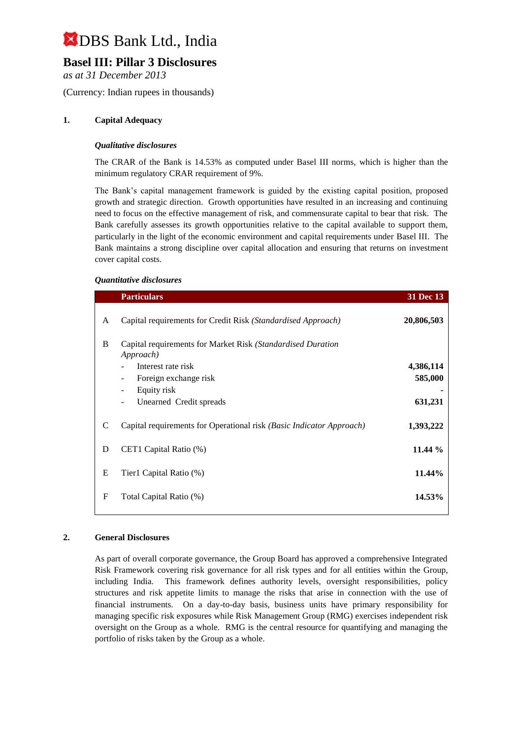# DBS Bank Ltd., India

## Basel III: Pillar 3 Disclosures

*as at 31 December 2013*

(Currency: Indian rupees in thousands)

### 1. Capital Adequacy

***Qualitative disclosures***

The CRAR of the Bank is 14.53% as computed under Basel III norms, which is higher than the minimum regulatory CRAR requirement of 9%.

The Bank's capital management framework is guided by the existing capital position, proposed growth and strategic direction. Growth opportunities have resulted in an increasing and continuing need to focus on the effective management of risk, and commensurate capital to bear that risk. The Bank carefully assesses its growth opportunities relative to the capital available to support them, particularly in the light of the economic environment and capital requirements under Basel III. The Bank maintains a strong discipline over capital allocation and ensuring that returns on investment cover capital costs.

***Quantitative disclosures***

| | Particulars | 31 Dec 13 |
|---|---|---|
| A | Capital requirements for Credit Risk *(Standardised Approach)* | **20,806,503** |
| B | Capital requirements for Market Risk *(Standardised Duration Approach)* | |
| | - Interest rate risk | **4,386,114** |
| | - Foreign exchange risk | **585,000** |
| | - Equity risk | **-** |
| | - Unearned Credit spreads | **631,231** |
| C | Capital requirements for Operational risk *(Basic Indicator Approach)* | **1,393,222** |
| D | CET1 Capital Ratio (%) | **11.44 %** |
| E | Tier1 Capital Ratio (%) | **11.44%** |
| F | Total Capital Ratio (%) | **14.53%** |

### 2. General Disclosures

As part of overall corporate governance, the Group Board has approved a comprehensive Integrated Risk Framework covering risk governance for all risk types and for all entities within the Group, including India. This framework defines authority levels, oversight responsibilities, policy structures and risk appetite limits to manage the risks that arise in connection with the use of financial instruments. On a day-to-day basis, business units have primary responsibility for managing specific risk exposures while Risk Management Group (RMG) exercises independent risk oversight on the Group as a whole. RMG is the central resource for quantifying and managing the portfolio of risks taken by the Group as a whole.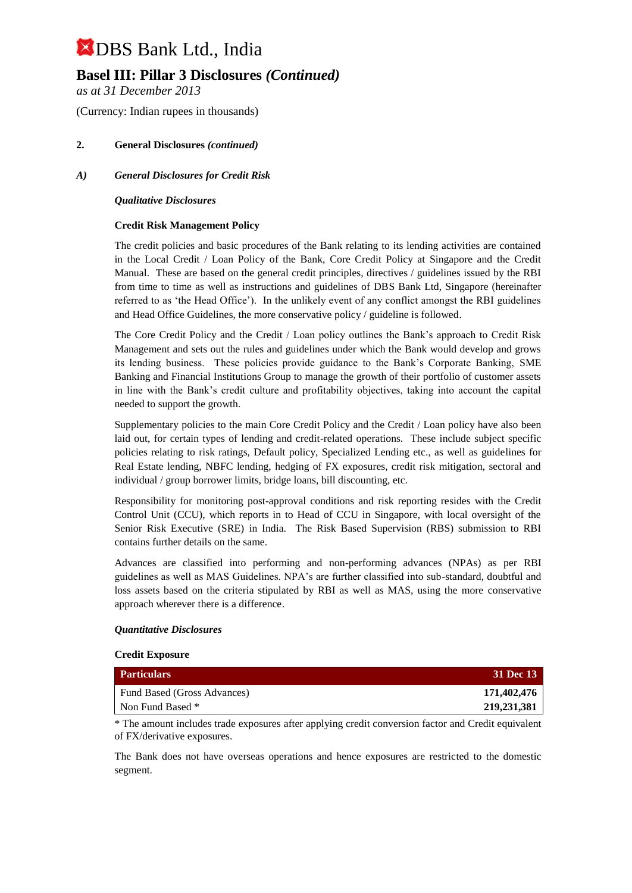# DBS Bank Ltd., India

## Basel III: Pillar 3 Disclosures *(Continued)*

*as at 31 December 2013*

(Currency: Indian rupees in thousands)

### 2. General Disclosures *(continued)*

### *A) General Disclosures for Credit Risk*

***Qualitative Disclosures***

**Credit Risk Management Policy**

The credit policies and basic procedures of the Bank relating to its lending activities are contained in the Local Credit / Loan Policy of the Bank, Core Credit Policy at Singapore and the Credit Manual. These are based on the general credit principles, directives / guidelines issued by the RBI from time to time as well as instructions and guidelines of DBS Bank Ltd, Singapore (hereinafter referred to as 'the Head Office'). In the unlikely event of any conflict amongst the RBI guidelines and Head Office Guidelines, the more conservative policy / guideline is followed.

The Core Credit Policy and the Credit / Loan policy outlines the Bank's approach to Credit Risk Management and sets out the rules and guidelines under which the Bank would develop and grows its lending business. These policies provide guidance to the Bank's Corporate Banking, SME Banking and Financial Institutions Group to manage the growth of their portfolio of customer assets in line with the Bank's credit culture and profitability objectives, taking into account the capital needed to support the growth.

Supplementary policies to the main Core Credit Policy and the Credit / Loan policy have also been laid out, for certain types of lending and credit-related operations. These include subject specific policies relating to risk ratings, Default policy, Specialized Lending etc., as well as guidelines for Real Estate lending, NBFC lending, hedging of FX exposures, credit risk mitigation, sectoral and individual / group borrower limits, bridge loans, bill discounting, etc.

Responsibility for monitoring post-approval conditions and risk reporting resides with the Credit Control Unit (CCU), which reports in to Head of CCU in Singapore, with local oversight of the Senior Risk Executive (SRE) in India. The Risk Based Supervision (RBS) submission to RBI contains further details on the same.

Advances are classified into performing and non-performing advances (NPAs) as per RBI guidelines as well as MAS Guidelines. NPA's are further classified into sub-standard, doubtful and loss assets based on the criteria stipulated by RBI as well as MAS, using the more conservative approach wherever there is a difference.

***Quantitative Disclosures***

**Credit Exposure**

| Particulars | 31 Dec 13 |
|---|---|
| Fund Based (Gross Advances) | **171,402,476** |
| Non Fund Based * | **219,231,381** |

* The amount includes trade exposures after applying credit conversion factor and Credit equivalent of FX/derivative exposures.

The Bank does not have overseas operations and hence exposures are restricted to the domestic segment.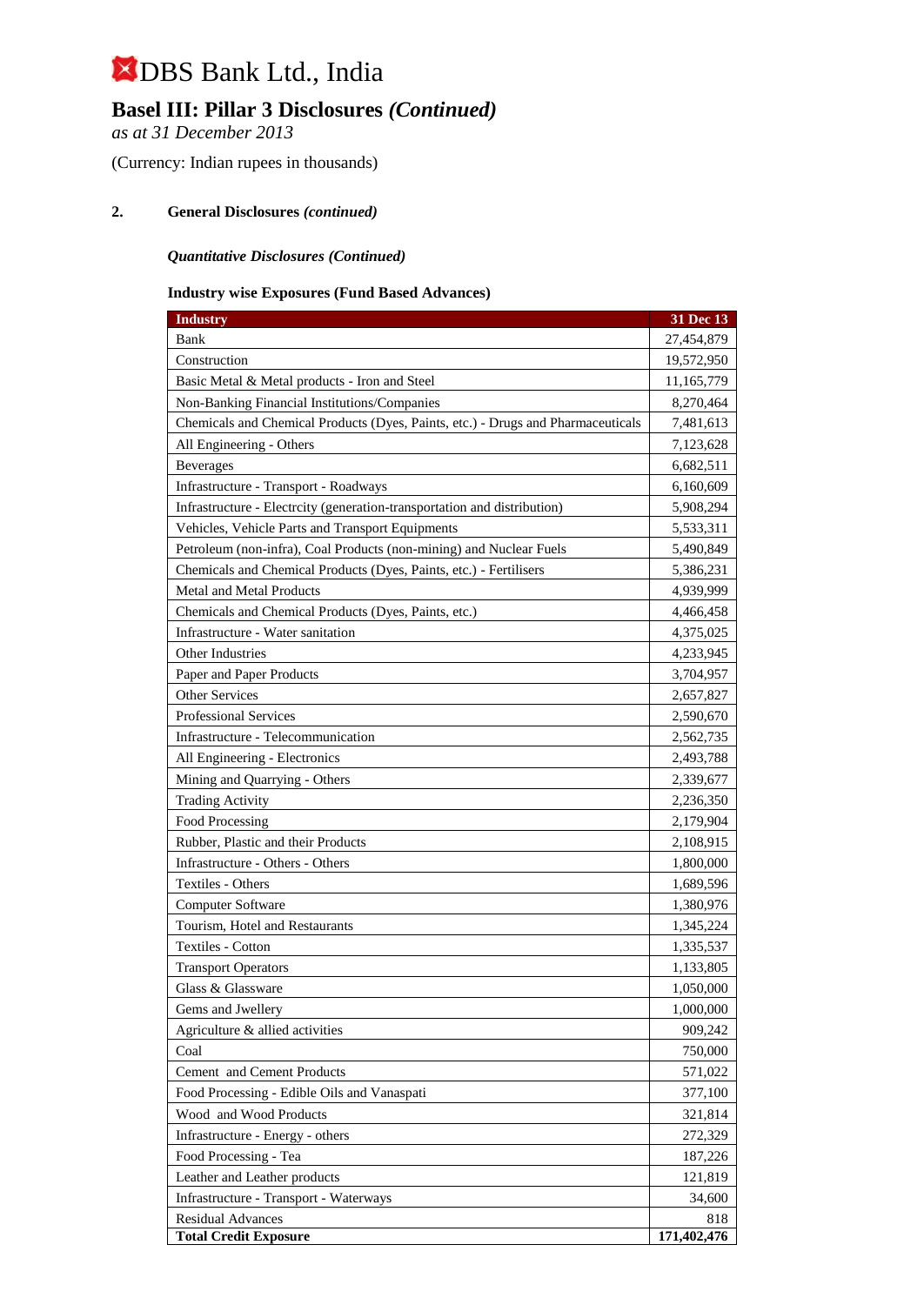# DBS Bank Ltd., India

## Basel III: Pillar 3 Disclosures *(Continued)*

*as at 31 December 2013*

(Currency: Indian rupees in thousands)

### 2. General Disclosures *(continued)*

***Quantitative Disclosures (Continued)***

**Industry wise Exposures (Fund Based Advances)**

| Industry | 31 Dec 13 |
|---|---|
| Bank | 27,454,879 |
| Construction | 19,572,950 |
| Basic Metal & Metal products - Iron and Steel | 11,165,779 |
| Non-Banking Financial Institutions/Companies | 8,270,464 |
| Chemicals and Chemical Products (Dyes, Paints, etc.) - Drugs and Pharmaceuticals | 7,481,613 |
| All Engineering - Others | 7,123,628 |
| Beverages | 6,682,511 |
| Infrastructure - Transport - Roadways | 6,160,609 |
| Infrastructure - Electrcity (generation-transportation and distribution) | 5,908,294 |
| Vehicles, Vehicle Parts and Transport Equipments | 5,533,311 |
| Petroleum (non-infra), Coal Products (non-mining) and Nuclear Fuels | 5,490,849 |
| Chemicals and Chemical Products (Dyes, Paints, etc.) - Fertilisers | 5,386,231 |
| Metal and Metal Products | 4,939,999 |
| Chemicals and Chemical Products (Dyes, Paints, etc.) | 4,466,458 |
| Infrastructure - Water sanitation | 4,375,025 |
| Other Industries | 4,233,945 |
| Paper and Paper Products | 3,704,957 |
| Other Services | 2,657,827 |
| Professional Services | 2,590,670 |
| Infrastructure - Telecommunication | 2,562,735 |
| All Engineering - Electronics | 2,493,788 |
| Mining and Quarrying - Others | 2,339,677 |
| Trading Activity | 2,236,350 |
| Food Processing | 2,179,904 |
| Rubber, Plastic and their Products | 2,108,915 |
| Infrastructure - Others - Others | 1,800,000 |
| Textiles - Others | 1,689,596 |
| Computer Software | 1,380,976 |
| Tourism, Hotel and Restaurants | 1,345,224 |
| Textiles - Cotton | 1,335,537 |
| Transport Operators | 1,133,805 |
| Glass & Glassware | 1,050,000 |
| Gems and Jwellery | 1,000,000 |
| Agriculture & allied activities | 909,242 |
| Coal | 750,000 |
| Cement and Cement Products | 571,022 |
| Food Processing - Edible Oils and Vanaspati | 377,100 |
| Wood and Wood Products | 321,814 |
| Infrastructure - Energy - others | 272,329 |
| Food Processing - Tea | 187,226 |
| Leather and Leather products | 121,819 |
| Infrastructure - Transport - Waterways | 34,600 |
| Residual Advances | 818 |
| **Total Credit Exposure** | **171,402,476** |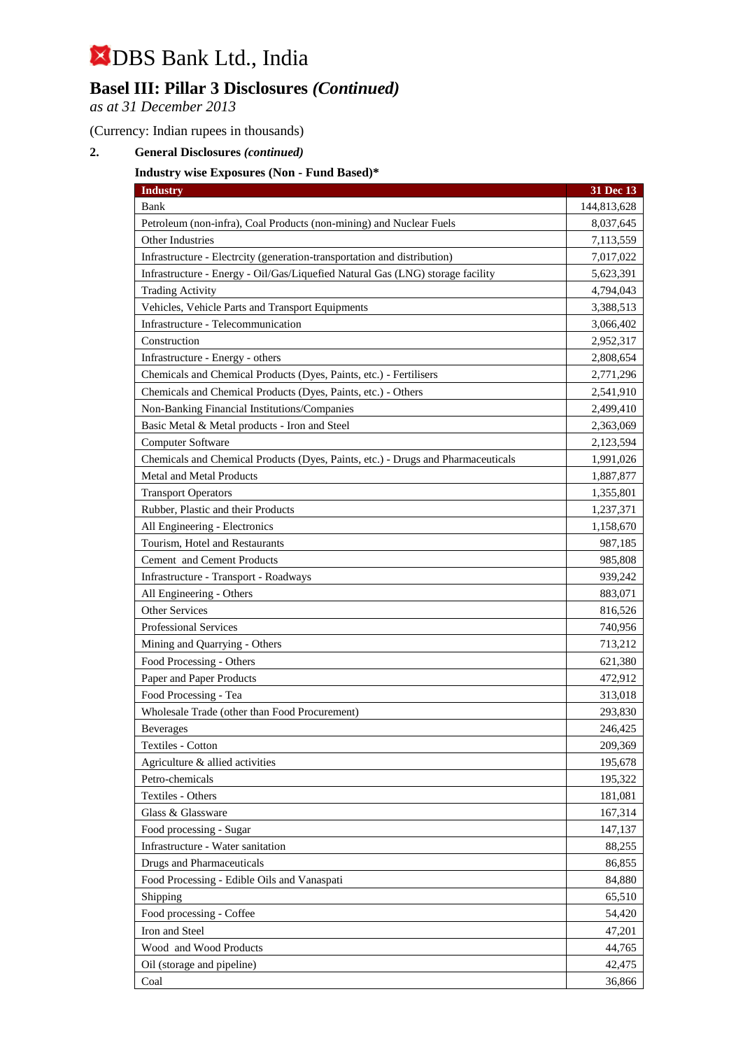# DBS Bank Ltd., India

## Basel III: Pillar 3 Disclosures *(Continued)*

*as at 31 December 2013*

(Currency: Indian rupees in thousands)

**2. General Disclosures *(continued)***

**Industry wise Exposures (Non - Fund Based)***

| Industry | 31 Dec 13 |
|---|---|
| Bank | 144,813,628 |
| Petroleum (non-infra), Coal Products (non-mining) and Nuclear Fuels | 8,037,645 |
| Other Industries | 7,113,559 |
| Infrastructure - Electrcity (generation-transportation and distribution) | 7,017,022 |
| Infrastructure - Energy - Oil/Gas/Liquefied Natural Gas (LNG) storage facility | 5,623,391 |
| Trading Activity | 4,794,043 |
| Vehicles, Vehicle Parts and Transport Equipments | 3,388,513 |
| Infrastructure - Telecommunication | 3,066,402 |
| Construction | 2,952,317 |
| Infrastructure - Energy - others | 2,808,654 |
| Chemicals and Chemical Products (Dyes, Paints, etc.) - Fertilisers | 2,771,296 |
| Chemicals and Chemical Products (Dyes, Paints, etc.) - Others | 2,541,910 |
| Non-Banking Financial Institutions/Companies | 2,499,410 |
| Basic Metal & Metal products - Iron and Steel | 2,363,069 |
| Computer Software | 2,123,594 |
| Chemicals and Chemical Products (Dyes, Paints, etc.) - Drugs and Pharmaceuticals | 1,991,026 |
| Metal and Metal Products | 1,887,877 |
| Transport Operators | 1,355,801 |
| Rubber, Plastic and their Products | 1,237,371 |
| All Engineering - Electronics | 1,158,670 |
| Tourism, Hotel and Restaurants | 987,185 |
| Cement and Cement Products | 985,808 |
| Infrastructure - Transport - Roadways | 939,242 |
| All Engineering - Others | 883,071 |
| Other Services | 816,526 |
| Professional Services | 740,956 |
| Mining and Quarrying - Others | 713,212 |
| Food Processing - Others | 621,380 |
| Paper and Paper Products | 472,912 |
| Food Processing - Tea | 313,018 |
| Wholesale Trade (other than Food Procurement) | 293,830 |
| Beverages | 246,425 |
| Textiles - Cotton | 209,369 |
| Agriculture & allied activities | 195,678 |
| Petro-chemicals | 195,322 |
| Textiles - Others | 181,081 |
| Glass & Glassware | 167,314 |
| Food processing - Sugar | 147,137 |
| Infrastructure - Water sanitation | 88,255 |
| Drugs and Pharmaceuticals | 86,855 |
| Food Processing - Edible Oils and Vanaspati | 84,880 |
| Shipping | 65,510 |
| Food processing - Coffee | 54,420 |
| Iron and Steel | 47,201 |
| Wood and Wood Products | 44,765 |
| Oil (storage and pipeline) | 42,475 |
| Coal | 36,866 |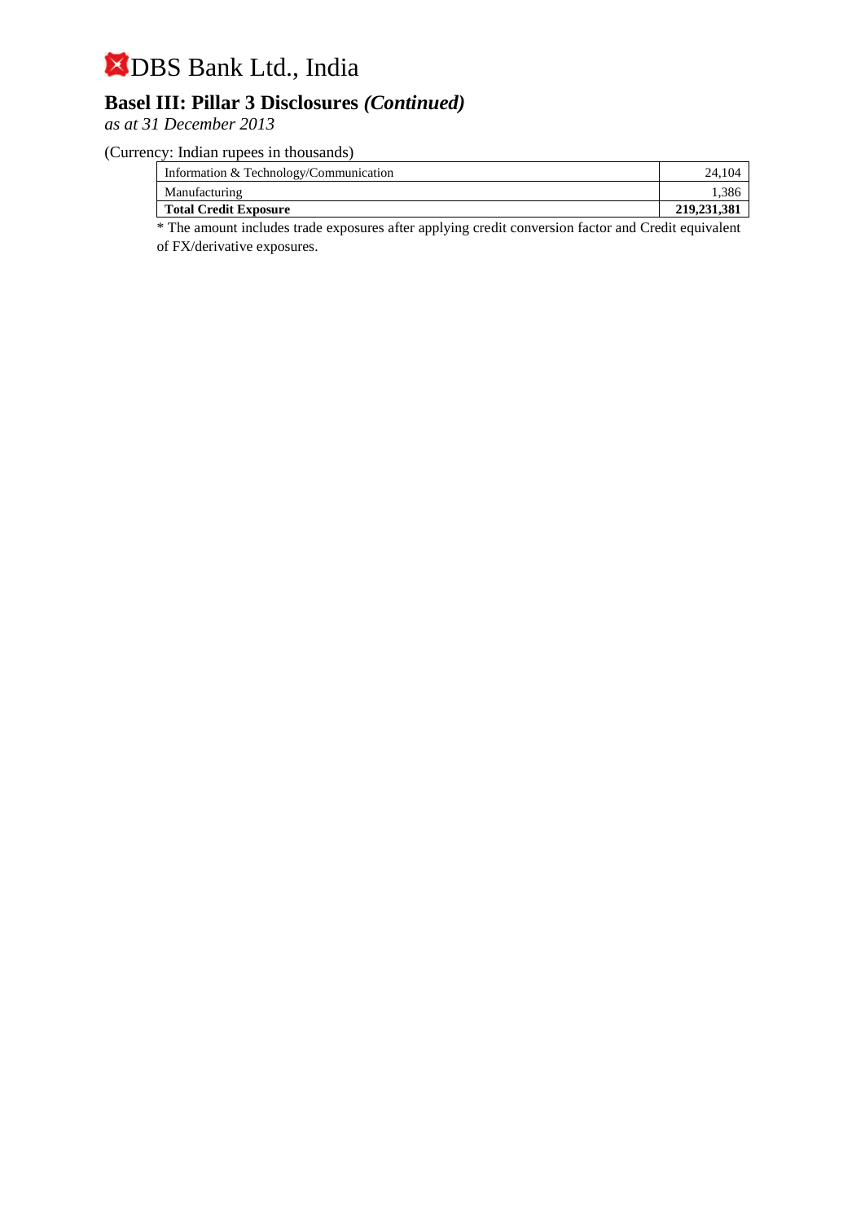# DBS Bank Ltd., India

## Basel III: Pillar 3 Disclosures *(Continued)*

*as at 31 December 2013*

(Currency: Indian rupees in thousands)

| | |
|---|---|
| Information & Technology/Communication | 24,104 |
| Manufacturing | 1,386 |
| **Total Credit Exposure** | **219,231,381** |

* The amount includes trade exposures after applying credit conversion factor and Credit equivalent of FX/derivative exposures.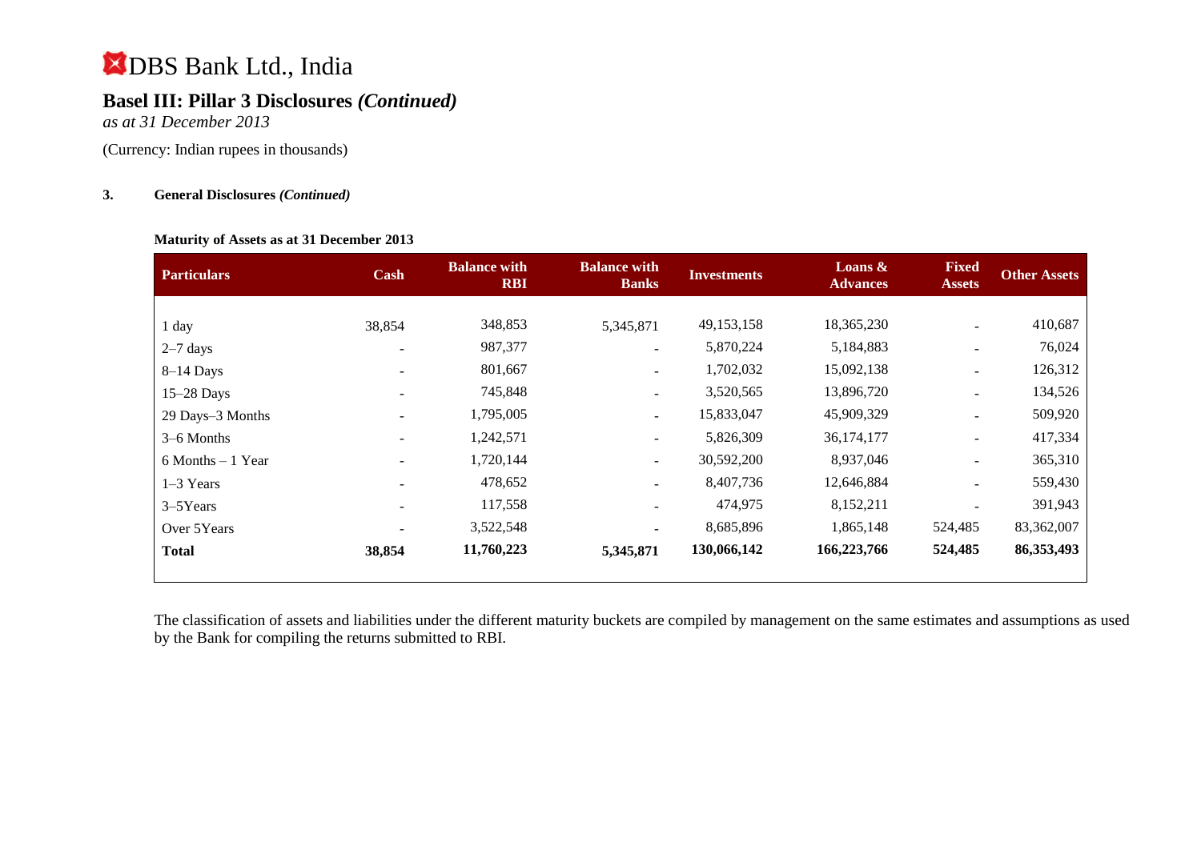# DBS Bank Ltd., India

## Basel III: Pillar 3 Disclosures *(Continued)*

*as at 31 December 2013*

(Currency: Indian rupees in thousands)

### 3. General Disclosures *(Continued)*

**Maturity of Assets as at 31 December 2013**

| Particulars | Cash | Balance with RBI | Balance with Banks | Investments | Loans & Advances | Fixed Assets | Other Assets |
|---|---|---|---|---|---|---|---|
| 1 day | 38,854 | 348,853 | 5,345,871 | 49,153,158 | 18,365,230 | - | 410,687 |
| 2–7 days | - | 987,377 | - | 5,870,224 | 5,184,883 | - | 76,024 |
| 8–14 Days | - | 801,667 | - | 1,702,032 | 15,092,138 | - | 126,312 |
| 15–28 Days | - | 745,848 | - | 3,520,565 | 13,896,720 | - | 134,526 |
| 29 Days–3 Months | - | 1,795,005 | - | 15,833,047 | 45,909,329 | - | 509,920 |
| 3–6 Months | - | 1,242,571 | - | 5,826,309 | 36,174,177 | - | 417,334 |
| 6 Months – 1 Year | - | 1,720,144 | - | 30,592,200 | 8,937,046 | - | 365,310 |
| 1–3 Years | - | 478,652 | - | 8,407,736 | 12,646,884 | - | 559,430 |
| 3–5Years | - | 117,558 | - | 474,975 | 8,152,211 | - | 391,943 |
| Over 5Years | - | 3,522,548 | - | 8,685,896 | 1,865,148 | 524,485 | 83,362,007 |
| **Total** | **38,854** | **11,760,223** | **5,345,871** | **130,066,142** | **166,223,766** | **524,485** | **86,353,493** |

The classification of assets and liabilities under the different maturity buckets are compiled by management on the same estimates and assumptions as used by the Bank for compiling the returns submitted to RBI.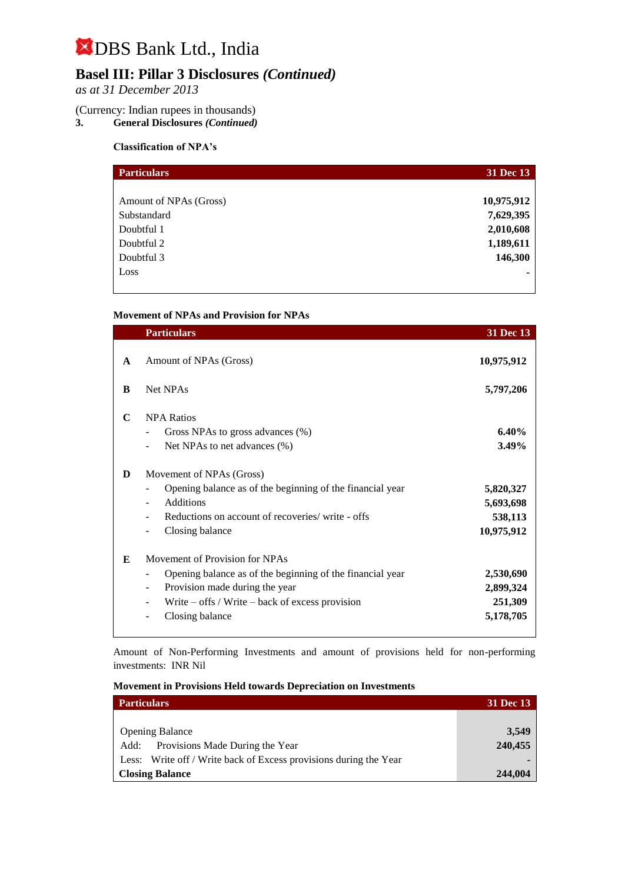# DBS Bank Ltd., India

## Basel III: Pillar 3 Disclosures *(Continued)*

*as at 31 December 2013*

(Currency: Indian rupees in thousands)

**3. General Disclosures *(Continued)***

**Classification of NPA's**

| Particulars | 31 Dec 13 |
|---|---|
| Amount of NPAs (Gross) | **10,975,912** |
| Substandard | **7,629,395** |
| Doubtful 1 | **2,010,608** |
| Doubtful 2 | **1,189,611** |
| Doubtful 3 | **146,300** |
| Loss | **-** |

**Movement of NPAs and Provision for NPAs**

| | Particulars | 31 Dec 13 |
|---|---|---|
| **A** | Amount of NPAs (Gross) | **10,975,912** |
| **B** | Net NPAs | **5,797,206** |
| **C** | NPA Ratios | |
| | - Gross NPAs to gross advances (%) | **6.40%** |
| | - Net NPAs to net advances (%) | **3.49%** |
| **D** | Movement of NPAs (Gross) | |
| | - Opening balance as of the beginning of the financial year | **5,820,327** |
| | - Additions | **5,693,698** |
| | - Reductions on account of recoveries/ write - offs | **538,113** |
| | - Closing balance | **10,975,912** |
| **E** | Movement of Provision for NPAs | |
| | - Opening balance as of the beginning of the financial year | **2,530,690** |
| | - Provision made during the year | **2,899,324** |
| | - Write – offs / Write – back of excess provision | **251,309** |
| | - Closing balance | **5,178,705** |

Amount of Non-Performing Investments and amount of provisions held for non-performing investments: INR Nil

**Movement in Provisions Held towards Depreciation on Investments**

| Particulars | 31 Dec 13 |
|---|---|
| Opening Balance | **3,549** |
| Add: Provisions Made During the Year | **240,455** |
| Less: Write off / Write back of Excess provisions during the Year | **-** |
| **Closing Balance** | **244,004** |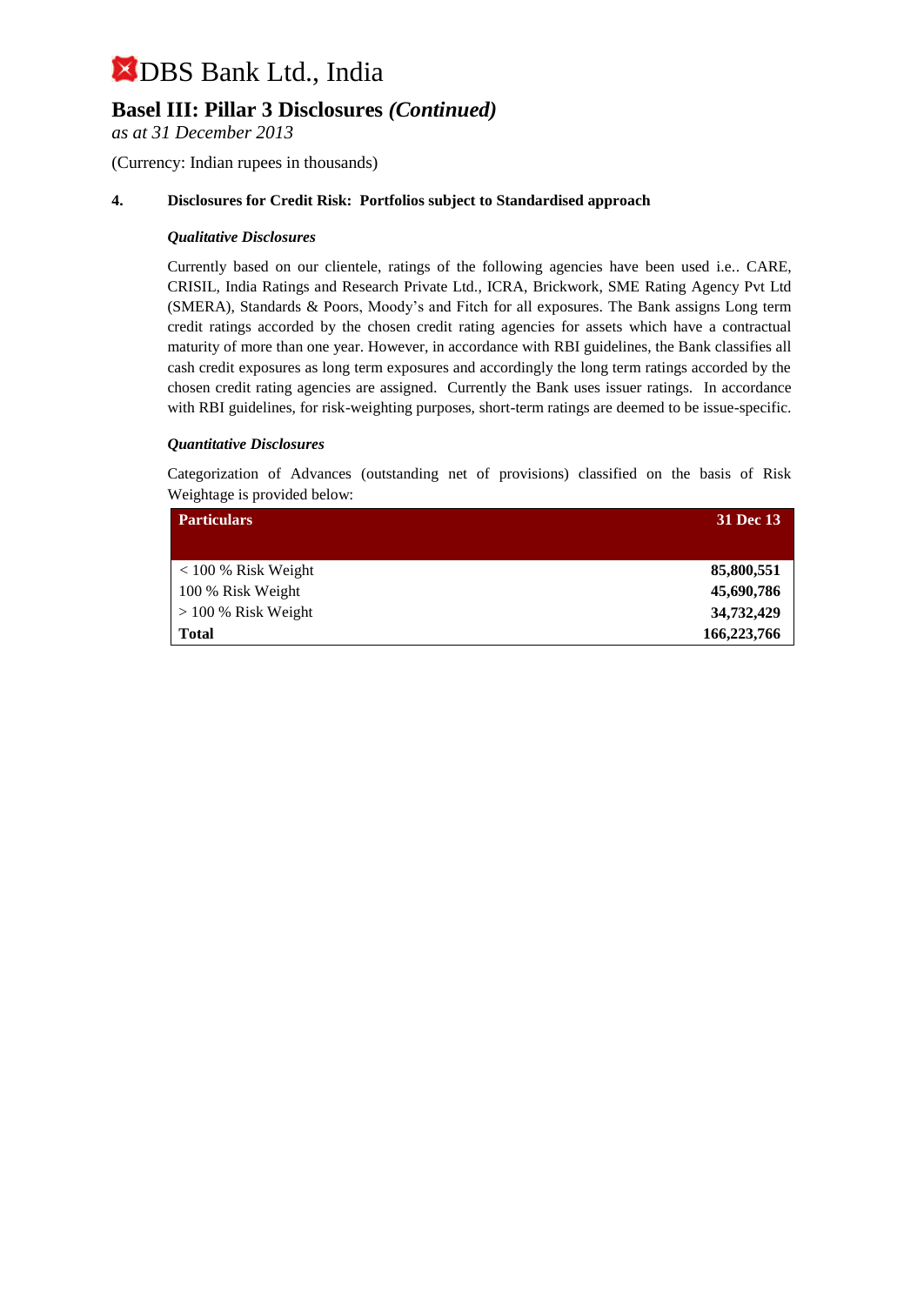# DBS Bank Ltd., India

## Basel III: Pillar 3 Disclosures *(Continued)*

*as at 31 December 2013*

(Currency: Indian rupees in thousands)

### 4. Disclosures for Credit Risk: Portfolios subject to Standardised approach

***Qualitative Disclosures***

Currently based on our clientele, ratings of the following agencies have been used i.e.. CARE, CRISIL, India Ratings and Research Private Ltd., ICRA, Brickwork, SME Rating Agency Pvt Ltd (SMERA), Standards & Poors, Moody's and Fitch for all exposures. The Bank assigns Long term credit ratings accorded by the chosen credit rating agencies for assets which have a contractual maturity of more than one year. However, in accordance with RBI guidelines, the Bank classifies all cash credit exposures as long term exposures and accordingly the long term ratings accorded by the chosen credit rating agencies are assigned. Currently the Bank uses issuer ratings. In accordance with RBI guidelines, for risk-weighting purposes, short-term ratings are deemed to be issue-specific.

***Quantitative Disclosures***

Categorization of Advances (outstanding net of provisions) classified on the basis of Risk Weightage is provided below:

| Particulars | 31 Dec 13 |
|---|---|
| < 100 % Risk Weight | **85,800,551** |
| 100 % Risk Weight | **45,690,786** |
| > 100 % Risk Weight | **34,732,429** |
| **Total** | **166,223,766** |